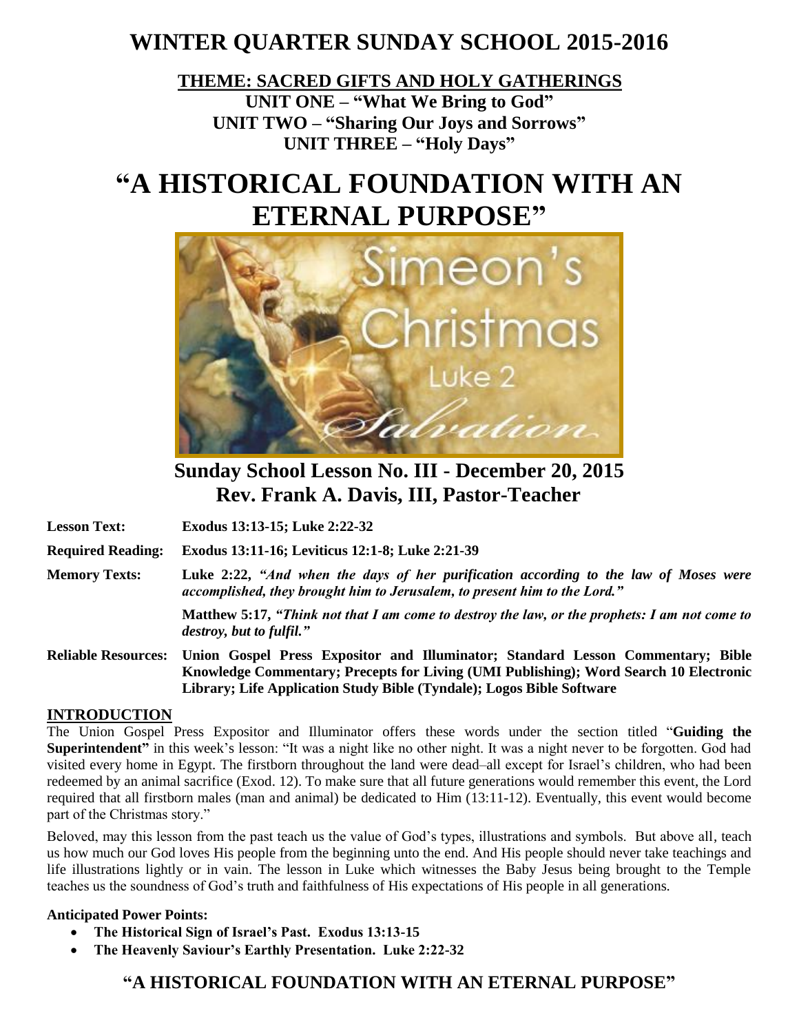# WINTER QUARTER SUNDAY SCHOOL 2015-2016

**THEME: SACRED GIFTS AND HOLY GATHERINGS**

**UNIT ONE – "What We Bring to God"**
**UNIT TWO – "Sharing Our Joys and Sorrows"**
**UNIT THREE – "Holy Days"**

# "A HISTORICAL FOUNDATION WITH AN ETERNAL PURPOSE"

## Sunday School Lesson No. III - December 20, 2015
## Rev. Frank A. Davis, III, Pastor-Teacher

**Lesson Text:** **Exodus 13:13-15; Luke 2:22-32**

**Required Reading:** **Exodus 13:11-16; Leviticus 12:1-8; Luke 2:21-39**

**Memory Texts:** **Luke 2:22,** ***"And when the days of her purification according to the law of Moses were accomplished, they brought him to Jerusalem, to present him to the Lord."***

**Matthew 5:17,** ***"Think not that I am come to destroy the law, or the prophets: I am not come to destroy, but to fulfil."***

**Reliable Resources:** **Union Gospel Press Expositor and Illuminator; Standard Lesson Commentary; Bible Knowledge Commentary; Precepts for Living (UMI Publishing); Word Search 10 Electronic Library; Life Application Study Bible (Tyndale); Logos Bible Software**

## INTRODUCTION

The Union Gospel Press Expositor and Illuminator offers these words under the section titled "**Guiding the Superintendent"** in this week's lesson: "It was a night like no other night. It was a night never to be forgotten. God had visited every home in Egypt. The firstborn throughout the land were dead–all except for Israel's children, who had been redeemed by an animal sacrifice (Exod. 12). To make sure that all future generations would remember this event, the Lord required that all firstborn males (man and animal) be dedicated to Him (13:11-12). Eventually, this event would become part of the Christmas story."

Beloved, may this lesson from the past teach us the value of God's types, illustrations and symbols. But above all, teach us how much our God loves His people from the beginning unto the end. And His people should never take teachings and life illustrations lightly or in vain. The lesson in Luke which witnesses the Baby Jesus being brought to the Temple teaches us the soundness of God's truth and faithfulness of His expectations of His people in all generations.

**Anticipated Power Points:**

- **The Historical Sign of Israel's Past. Exodus 13:13-15**
- **The Heavenly Saviour's Earthly Presentation. Luke 2:22-32**

## "A HISTORICAL FOUNDATION WITH AN ETERNAL PURPOSE"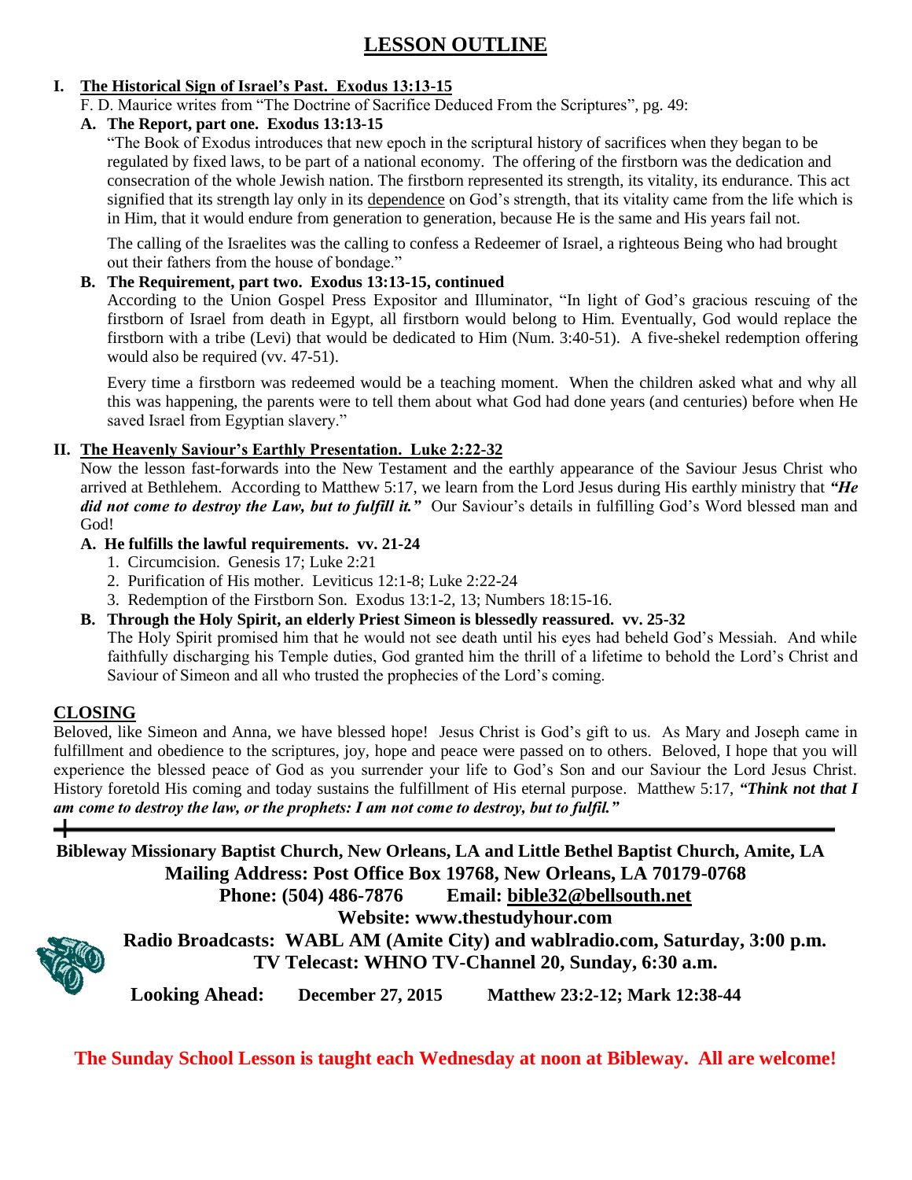# LESSON OUTLINE

## I. The Historical Sign of Israel's Past. Exodus 13:13-15

F. D. Maurice writes from "The Doctrine of Sacrifice Deduced From the Scriptures", pg. 49:

### A. The Report, part one. Exodus 13:13-15

"The Book of Exodus introduces that new epoch in the scriptural history of sacrifices when they began to be regulated by fixed laws, to be part of a national economy. The offering of the firstborn was the dedication and consecration of the whole Jewish nation. The firstborn represented its strength, its vitality, its endurance. This act signified that its strength lay only in its dependence on God's strength, that its vitality came from the life which is in Him, that it would endure from generation to generation, because He is the same and His years fail not.

The calling of the Israelites was the calling to confess a Redeemer of Israel, a righteous Being who had brought out their fathers from the house of bondage."

### B. The Requirement, part two. Exodus 13:13-15, continued

According to the Union Gospel Press Expositor and Illuminator, "In light of God's gracious rescuing of the firstborn of Israel from death in Egypt, all firstborn would belong to Him. Eventually, God would replace the firstborn with a tribe (Levi) that would be dedicated to Him (Num. 3:40-51). A five-shekel redemption offering would also be required (vv. 47-51).

Every time a firstborn was redeemed would be a teaching moment. When the children asked what and why all this was happening, the parents were to tell them about what God had done years (and centuries) before when He saved Israel from Egyptian slavery."

## II. The Heavenly Saviour's Earthly Presentation. Luke 2:22-32

Now the lesson fast-forwards into the New Testament and the earthly appearance of the Saviour Jesus Christ who arrived at Bethlehem. According to Matthew 5:17, we learn from the Lord Jesus during His earthly ministry that ***"He did not come to destroy the Law, but to fulfill it."*** Our Saviour's details in fulfilling God's Word blessed man and God!

### A. He fulfills the lawful requirements. vv. 21-24

1. Circumcision. Genesis 17; Luke 2:21
2. Purification of His mother. Leviticus 12:1-8; Luke 2:22-24
3. Redemption of the Firstborn Son. Exodus 13:1-2, 13; Numbers 18:15-16.

### B. Through the Holy Spirit, an elderly Priest Simeon is blessedly reassured. vv. 25-32

The Holy Spirit promised him that he would not see death until his eyes had beheld God's Messiah. And while faithfully discharging his Temple duties, God granted him the thrill of a lifetime to behold the Lord's Christ and Saviour of Simeon and all who trusted the prophecies of the Lord's coming.

## CLOSING

Beloved, like Simeon and Anna, we have blessed hope! Jesus Christ is God's gift to us. As Mary and Joseph came in fulfillment and obedience to the scriptures, joy, hope and peace were passed on to others. Beloved, I hope that you will experience the blessed peace of God as you surrender your life to God's Son and our Saviour the Lord Jesus Christ. History foretold His coming and today sustains the fulfillment of His eternal purpose. Matthew 5:17, ***"Think not that I am come to destroy the law, or the prophets: I am not come to destroy, but to fulfil."***

---

**Bibleway Missionary Baptist Church, New Orleans, LA and Little Bethel Baptist Church, Amite, LA**

**Mailing Address: Post Office Box 19768, New Orleans, LA 70179-0768**

**Phone: (504) 486-7876 Email: bible32@bellsouth.net**

**Website: www.thestudyhour.com**

**Radio Broadcasts: WABL AM (Amite City) and wablradio.com, Saturday, 3:00 p.m.**

**TV Telecast: WHNO TV-Channel 20, Sunday, 6:30 a.m.**

**Looking Ahead: December 27, 2015 Matthew 23:2-12; Mark 12:38-44**

**The Sunday School Lesson is taught each Wednesday at noon at Bibleway. All are welcome!**